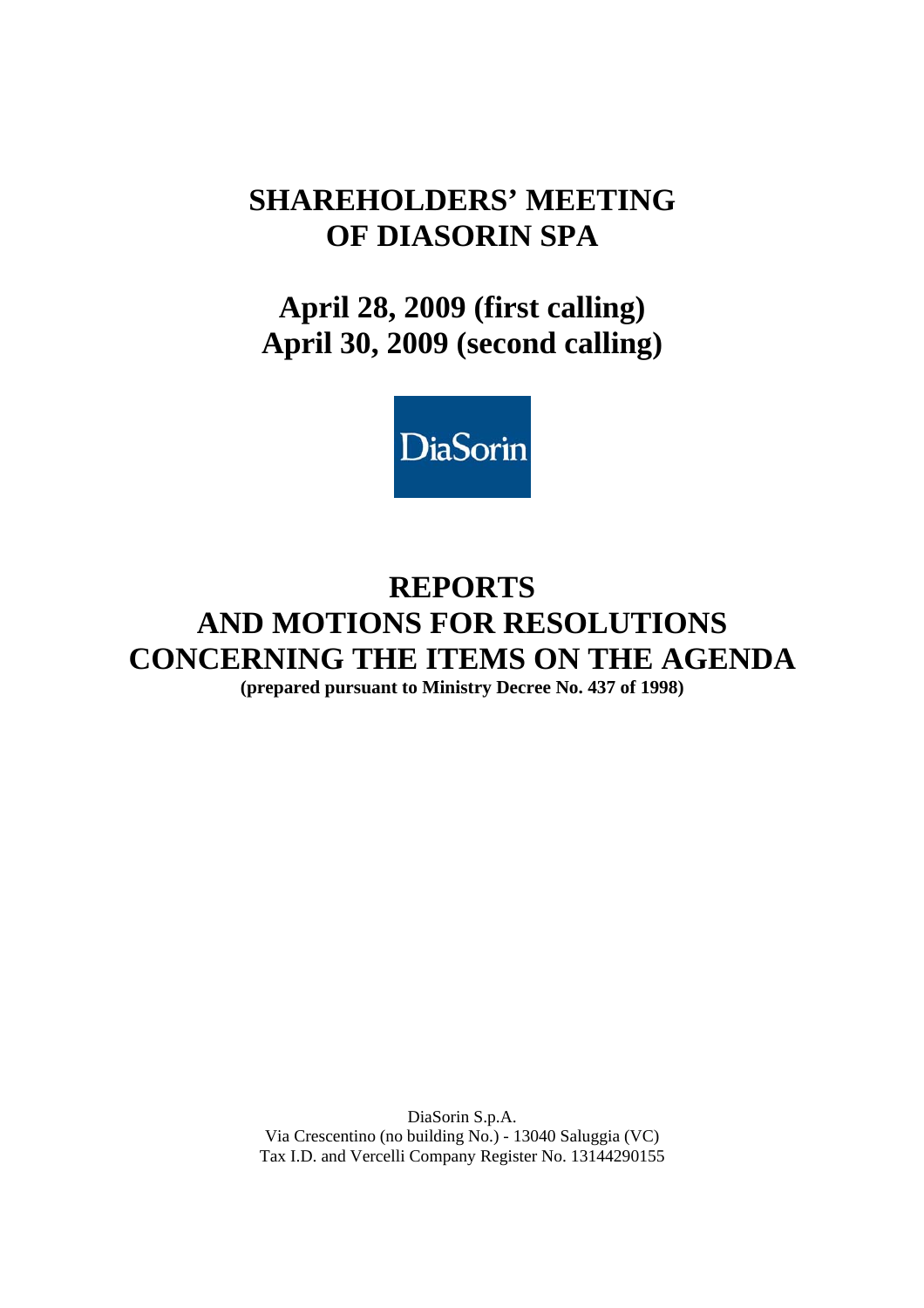# SHAREHOLDERS' MEETING OF DIASORIN SPA

## April 28, 2009 (first calling)
## April 30, 2009 (second calling)

DiaSorin

# REPORTS AND MOTIONS FOR RESOLUTIONS CONCERNING THE ITEMS ON THE AGENDA

**(prepared pursuant to Ministry Decree No. 437 of 1998)**

DiaSorin S.p.A.
Via Crescentino (no building No.) - 13040 Saluggia (VC)
Tax I.D. and Vercelli Company Register No. 13144290155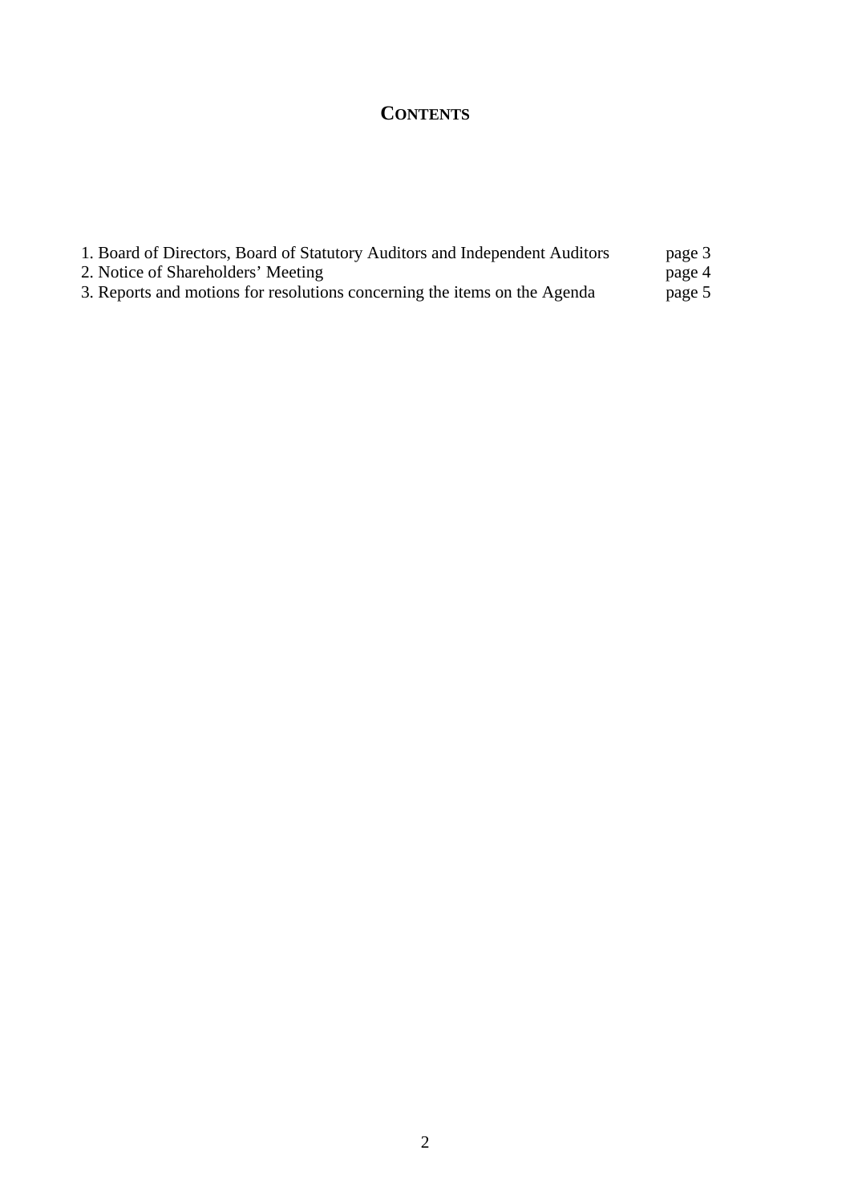# CONTENTS

| | |
|---|---|
| 1. Board of Directors, Board of Statutory Auditors and Independent Auditors | page 3 |
| 2. Notice of Shareholders' Meeting | page 4 |
| 3. Reports and motions for resolutions concerning the items on the Agenda | page 5 |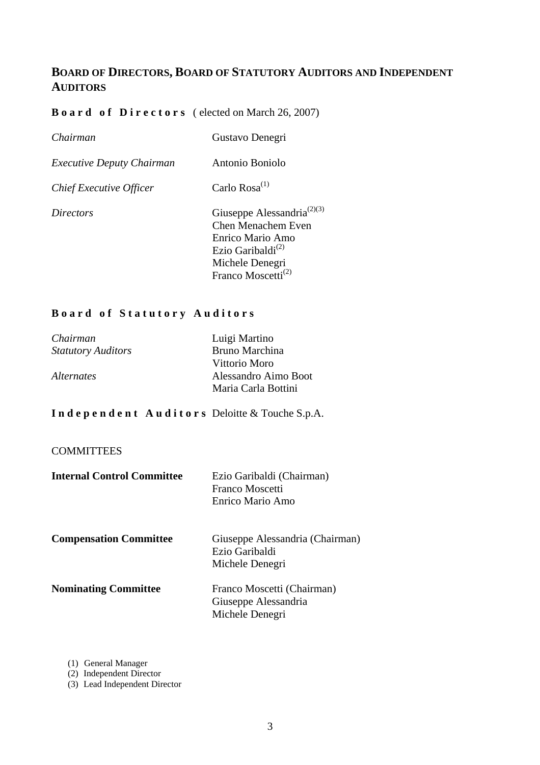## BOARD OF DIRECTORS, BOARD OF STATUTORY AUDITORS AND INDEPENDENT AUDITORS

**Board of Directors** (elected on March 26, 2007)

| | |
|---|---|
| *Chairman* | Gustavo Denegri |
| *Executive Deputy Chairman* | Antonio Boniolo |
| *Chief Executive Officer* | Carlo Rosa[1] |
| *Directors* | Giuseppe Alessandria[2][3]<br>Chen Menachem Even<br>Enrico Mario Amo<br>Ezio Garibaldi[2]<br>Michele Denegri<br>Franco Moscetti[2] |

**Board of Statutory Auditors**

| | |
|---|---|
| *Chairman* | Luigi Martino |
| *Statutory Auditors* | Bruno Marchina<br>Vittorio Moro |
| *Alternates* | Alessandro Aimo Boot<br>Maria Carla Bottini |

**Independent Auditors** Deloitte & Touche S.p.A.

COMMITTEES

| | |
|---|---|
| **Internal Control Committee** | Ezio Garibaldi (Chairman)<br>Franco Moscetti<br>Enrico Mario Amo |
| **Compensation Committee** | Giuseppe Alessandria (Chairman)<br>Ezio Garibaldi<br>Michele Denegri |
| **Nominating Committee** | Franco Moscetti (Chairman)<br>Giuseppe Alessandria<br>Michele Denegri |

(1) General Manager
(2) Independent Director
(3) Lead Independent Director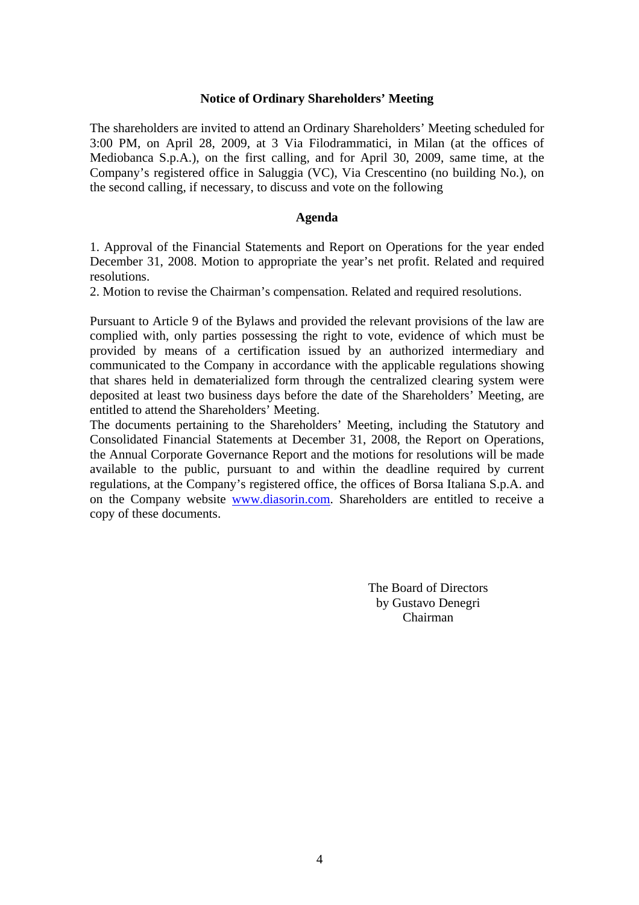**Notice of Ordinary Shareholders' Meeting**

The shareholders are invited to attend an Ordinary Shareholders' Meeting scheduled for 3:00 PM, on April 28, 2009, at 3 Via Filodrammatici, in Milan (at the offices of Mediobanca S.p.A.), on the first calling, and for April 30, 2009, same time, at the Company's registered office in Saluggia (VC), Via Crescentino (no building No.), on the second calling, if necessary, to discuss and vote on the following

**Agenda**

1. Approval of the Financial Statements and Report on Operations for the year ended December 31, 2008. Motion to appropriate the year's net profit. Related and required resolutions.
2. Motion to revise the Chairman's compensation. Related and required resolutions.

Pursuant to Article 9 of the Bylaws and provided the relevant provisions of the law are complied with, only parties possessing the right to vote, evidence of which must be provided by means of a certification issued by an authorized intermediary and communicated to the Company in accordance with the applicable regulations showing that shares held in dematerialized form through the centralized clearing system were deposited at least two business days before the date of the Shareholders' Meeting, are entitled to attend the Shareholders' Meeting.
The documents pertaining to the Shareholders' Meeting, including the Statutory and Consolidated Financial Statements at December 31, 2008, the Report on Operations, the Annual Corporate Governance Report and the motions for resolutions will be made available to the public, pursuant to and within the deadline required by current regulations, at the Company's registered office, the offices of Borsa Italiana S.p.A. and on the Company website www.diasorin.com. Shareholders are entitled to receive a copy of these documents.

The Board of Directors
by Gustavo Denegri
Chairman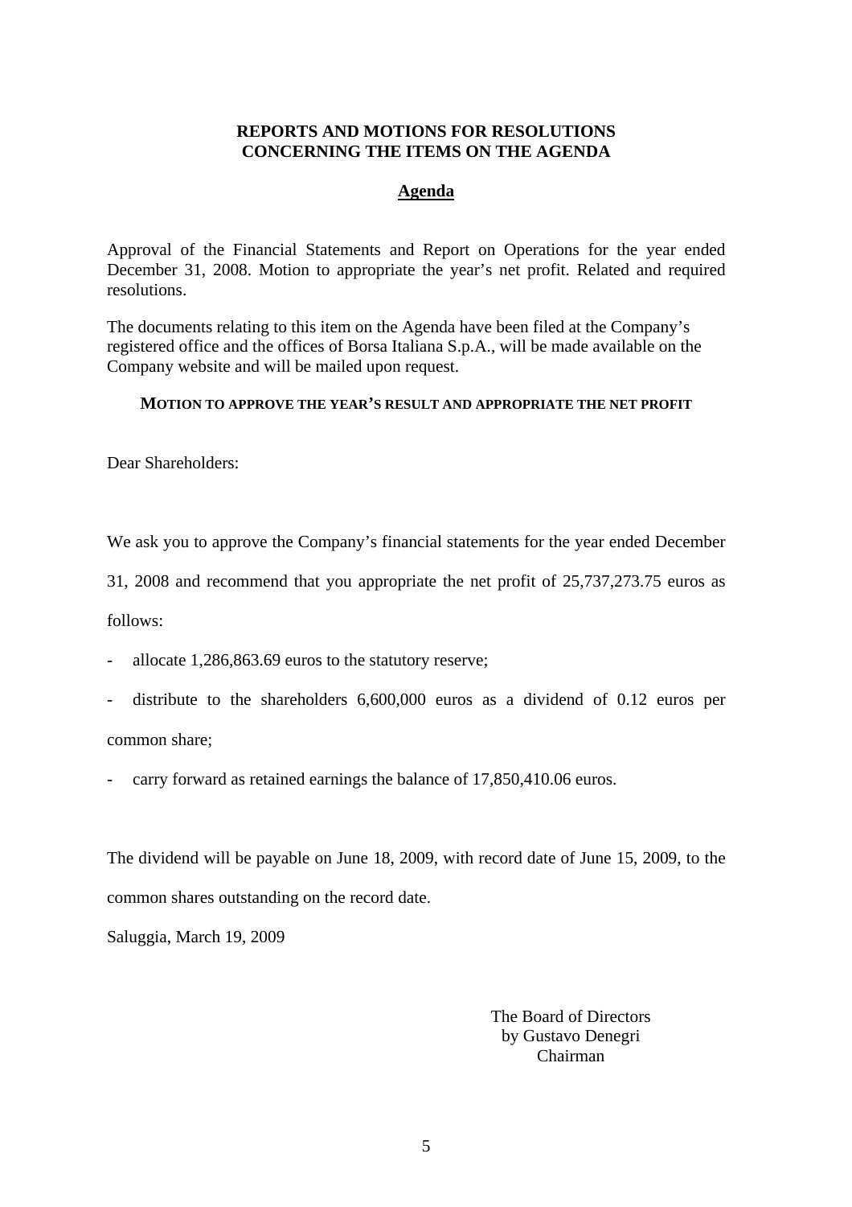**REPORTS AND MOTIONS FOR RESOLUTIONS CONCERNING THE ITEMS ON THE AGENDA**

**Agenda**

Approval of the Financial Statements and Report on Operations for the year ended December 31, 2008. Motion to appropriate the year's net profit. Related and required resolutions.

The documents relating to this item on the Agenda have been filed at the Company's registered office and the offices of Borsa Italiana S.p.A., will be made available on the Company website and will be mailed upon request.

**MOTION TO APPROVE THE YEAR'S RESULT AND APPROPRIATE THE NET PROFIT**

Dear Shareholders:

We ask you to approve the Company's financial statements for the year ended December 31, 2008 and recommend that you appropriate the net profit of 25,737,273.75 euros as follows:

- allocate 1,286,863.69 euros to the statutory reserve;
- distribute to the shareholders 6,600,000 euros as a dividend of 0.12 euros per common share;
- carry forward as retained earnings the balance of 17,850,410.06 euros.

The dividend will be payable on June 18, 2009, with record date of June 15, 2009, to the common shares outstanding on the record date.

Saluggia, March 19, 2009

The Board of Directors
by Gustavo Denegri
Chairman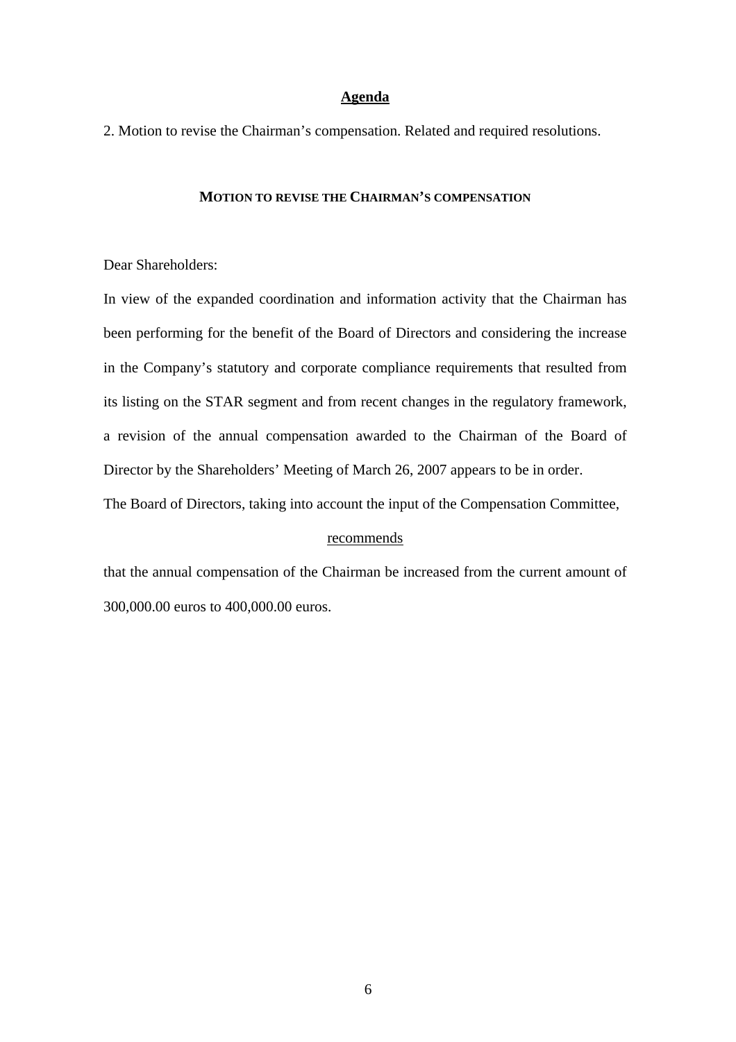**Agenda**

2. Motion to revise the Chairman's compensation. Related and required resolutions.

**MOTION TO REVISE THE CHAIRMAN'S COMPENSATION**

Dear Shareholders:

In view of the expanded coordination and information activity that the Chairman has been performing for the benefit of the Board of Directors and considering the increase in the Company's statutory and corporate compliance requirements that resulted from its listing on the STAR segment and from recent changes in the regulatory framework, a revision of the annual compensation awarded to the Chairman of the Board of Director by the Shareholders' Meeting of March 26, 2007 appears to be in order.

The Board of Directors, taking into account the input of the Compensation Committee,

recommends

that the annual compensation of the Chairman be increased from the current amount of 300,000.00 euros to 400,000.00 euros.